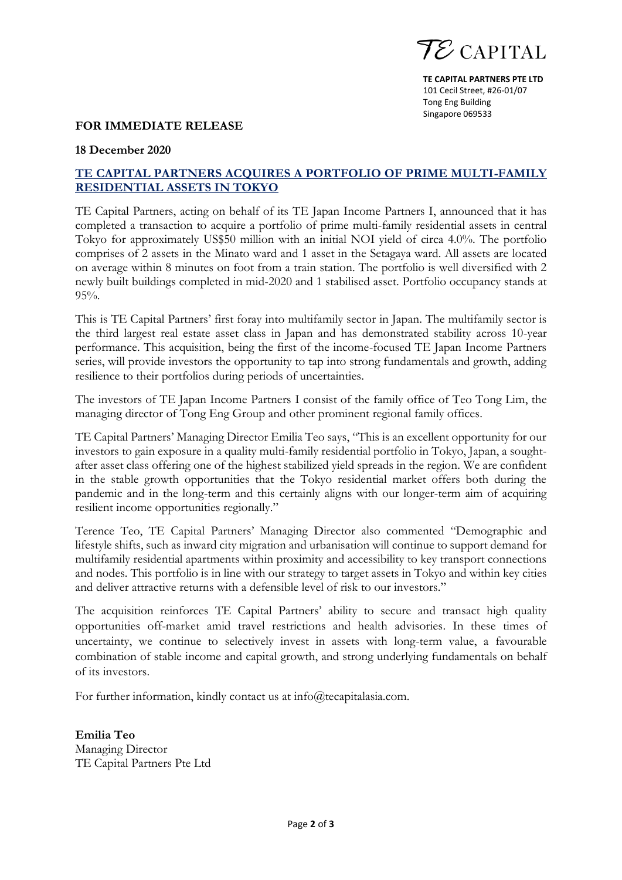**TE CAPITAL PARTNERS PTE LTD**
101 Cecil Street, #26-01/07
Tong Eng Building
Singapore 069533

**FOR IMMEDIATE RELEASE**

**18 December 2020**

## TE CAPITAL PARTNERS ACQUIRES A PORTFOLIO OF PRIME MULTI-FAMILY RESIDENTIAL ASSETS IN TOKYO

TE Capital Partners, acting on behalf of its TE Japan Income Partners I, announced that it has completed a transaction to acquire a portfolio of prime multi-family residential assets in central Tokyo for approximately US$50 million with an initial NOI yield of circa 4.0%. The portfolio comprises of 2 assets in the Minato ward and 1 asset in the Setagaya ward. All assets are located on average within 8 minutes on foot from a train station. The portfolio is well diversified with 2 newly built buildings completed in mid-2020 and 1 stabilised asset. Portfolio occupancy stands at 95%.

This is TE Capital Partners' first foray into multifamily sector in Japan. The multifamily sector is the third largest real estate asset class in Japan and has demonstrated stability across 10-year performance. This acquisition, being the first of the income-focused TE Japan Income Partners series, will provide investors the opportunity to tap into strong fundamentals and growth, adding resilience to their portfolios during periods of uncertainties.

The investors of TE Japan Income Partners I consist of the family office of Teo Tong Lim, the managing director of Tong Eng Group and other prominent regional family offices.

TE Capital Partners' Managing Director Emilia Teo says, "This is an excellent opportunity for our investors to gain exposure in a quality multi-family residential portfolio in Tokyo, Japan, a sought-after asset class offering one of the highest stabilized yield spreads in the region. We are confident in the stable growth opportunities that the Tokyo residential market offers both during the pandemic and in the long-term and this certainly aligns with our longer-term aim of acquiring resilient income opportunities regionally."

Terence Teo, TE Capital Partners' Managing Director also commented "Demographic and lifestyle shifts, such as inward city migration and urbanisation will continue to support demand for multifamily residential apartments within proximity and accessibility to key transport connections and nodes. This portfolio is in line with our strategy to target assets in Tokyo and within key cities and deliver attractive returns with a defensible level of risk to our investors."

The acquisition reinforces TE Capital Partners' ability to secure and transact high quality opportunities off-market amid travel restrictions and health advisories. In these times of uncertainty, we continue to selectively invest in assets with long-term value, a favourable combination of stable income and capital growth, and strong underlying fundamentals on behalf of its investors.

For further information, kindly contact us at info@tecapitalasia.com.

**Emilia Teo**
Managing Director
TE Capital Partners Pte Ltd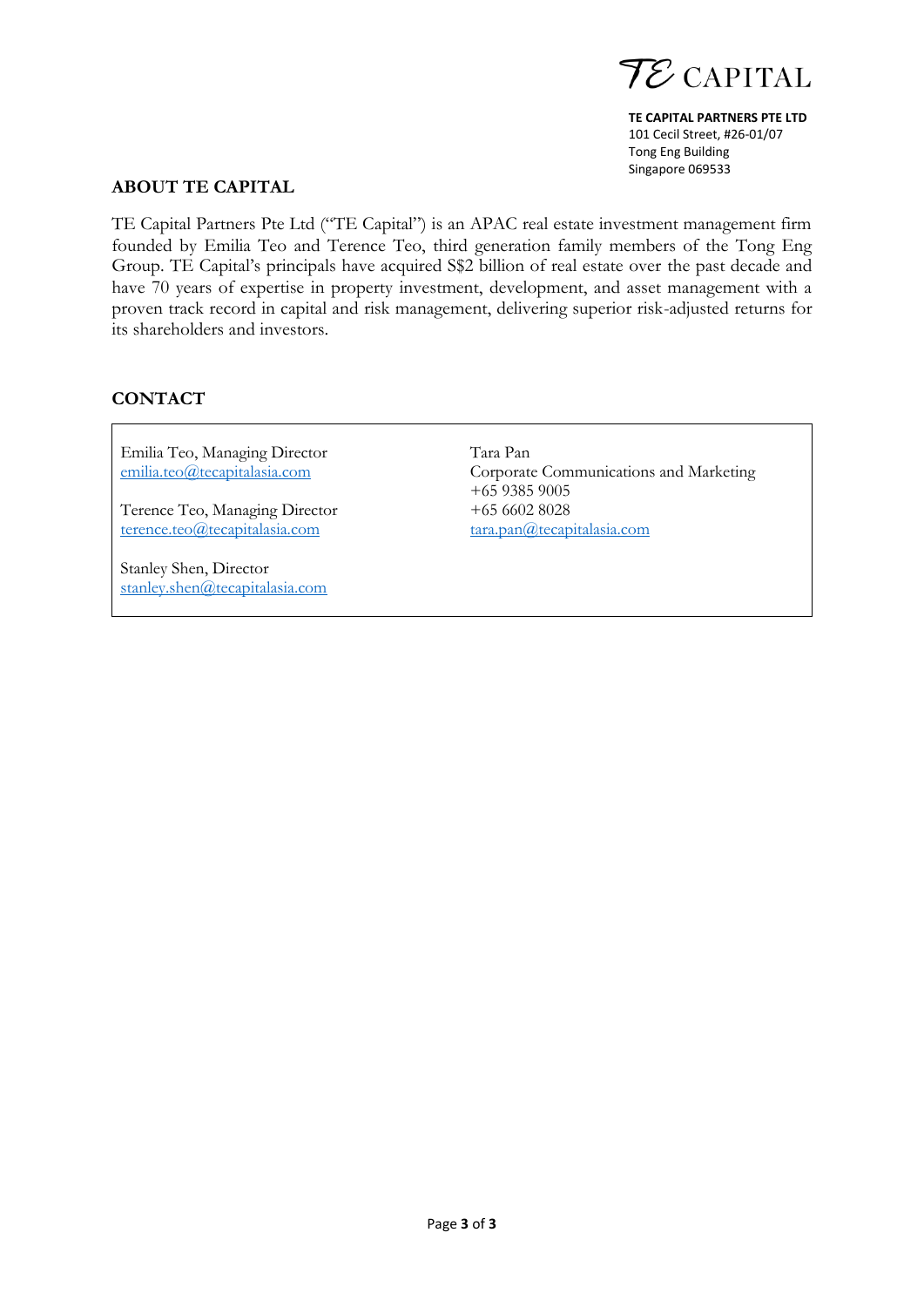TE CAPITAL

**TE CAPITAL PARTNERS PTE LTD**
101 Cecil Street, #26-01/07
Tong Eng Building
Singapore 069533

## ABOUT TE CAPITAL

TE Capital Partners Pte Ltd ("TE Capital") is an APAC real estate investment management firm founded by Emilia Teo and Terence Teo, third generation family members of the Tong Eng Group. TE Capital's principals have acquired S$2 billion of real estate over the past decade and have 70 years of expertise in property investment, development, and asset management with a proven track record in capital and risk management, delivering superior risk-adjusted returns for its shareholders and investors.

## CONTACT

Emilia Teo, Managing Director
emilia.teo@tecapitalasia.com

Terence Teo, Managing Director
terence.teo@tecapitalasia.com

Stanley Shen, Director
stanley.shen@tecapitalasia.com

Tara Pan
Corporate Communications and Marketing
+65 9385 9005
+65 6602 8028
tara.pan@tecapitalasia.com